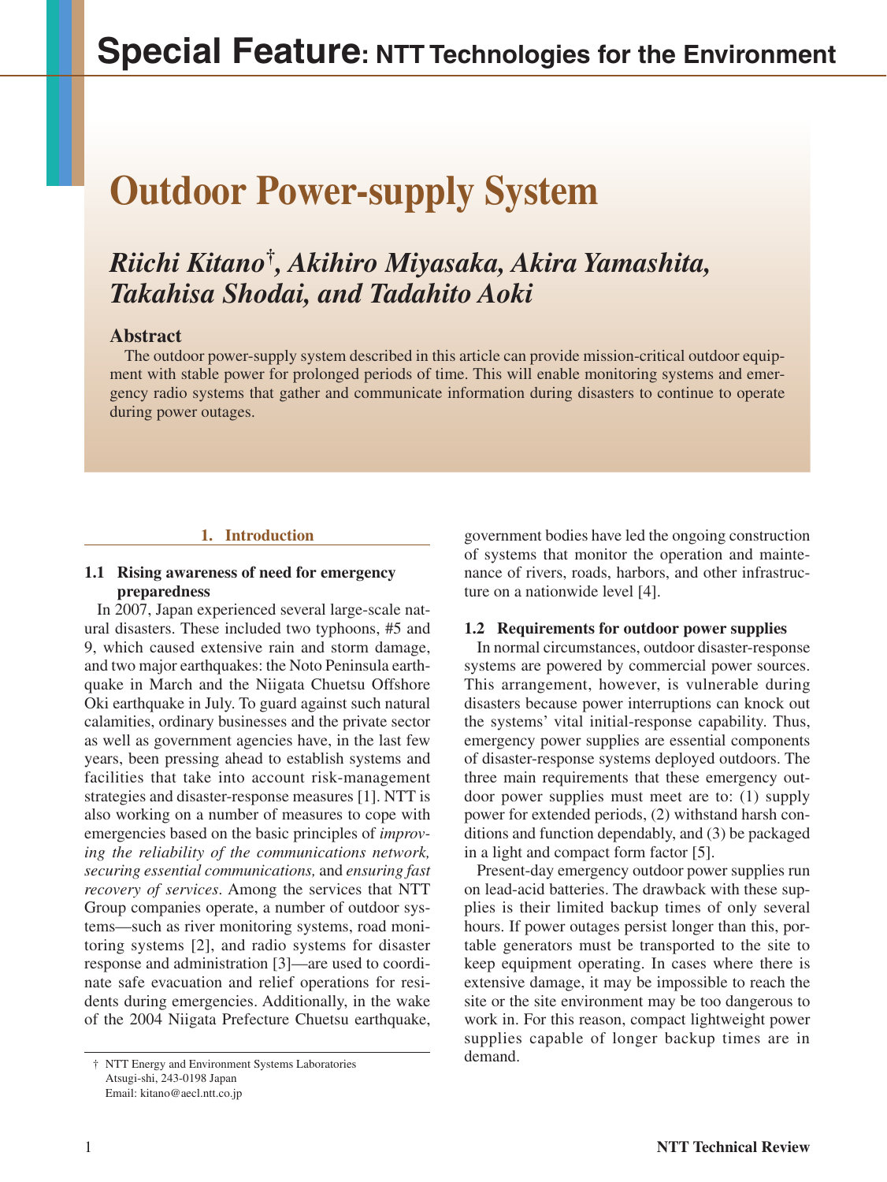# Special Feature: NTT Technologies for the Environment

# Outdoor Power-supply System

## *Riichi Kitano†, Akihiro Miyasaka, Akira Yamashita, Takahisa Shodai, and Tadahito Aoki*

### Abstract

The outdoor power-supply system described in this article can provide mission-critical outdoor equipment with stable power for prolonged periods of time. This will enable monitoring systems and emergency radio systems that gather and communicate information during disasters to continue to operate during power outages.

## 1. Introduction

### 1.1 Rising awareness of need for emergency preparedness

In 2007, Japan experienced several large-scale natural disasters. These included two typhoons, #5 and 9, which caused extensive rain and storm damage, and two major earthquakes: the Noto Peninsula earthquake in March and the Niigata Chuetsu Offshore Oki earthquake in July. To guard against such natural calamities, ordinary businesses and the private sector as well as government agencies have, in the last few years, been pressing ahead to establish systems and facilities that take into account risk-management strategies and disaster-response measures [1]. NTT is also working on a number of measures to cope with emergencies based on the basic principles of *improving the reliability of the communications network, securing essential communications,* and *ensuring fast recovery of services*. Among the services that NTT Group companies operate, a number of outdoor systems—such as river monitoring systems, road monitoring systems [2], and radio systems for disaster response and administration [3]—are used to coordinate safe evacuation and relief operations for residents during emergencies. Additionally, in the wake of the 2004 Niigata Prefecture Chuetsu earthquake, government bodies have led the ongoing construction of systems that monitor the operation and maintenance of rivers, roads, harbors, and other infrastructure on a nationwide level [4].

### 1.2 Requirements for outdoor power supplies

In normal circumstances, outdoor disaster-response systems are powered by commercial power sources. This arrangement, however, is vulnerable during disasters because power interruptions can knock out the systems' vital initial-response capability. Thus, emergency power supplies are essential components of disaster-response systems deployed outdoors. The three main requirements that these emergency outdoor power supplies must meet are to: (1) supply power for extended periods, (2) withstand harsh conditions and function dependably, and (3) be packaged in a light and compact form factor [5].

Present-day emergency outdoor power supplies run on lead-acid batteries. The drawback with these supplies is their limited backup times of only several hours. If power outages persist longer than this, portable generators must be transported to the site to keep equipment operating. In cases where there is extensive damage, it may be impossible to reach the site or the site environment may be too dangerous to work in. For this reason, compact lightweight power supplies capable of longer backup times are in demand.

† NTT Energy and Environment Systems Laboratories
Atsugi-shi, 243-0198 Japan
Email: kitano@aecl.ntt.co.jp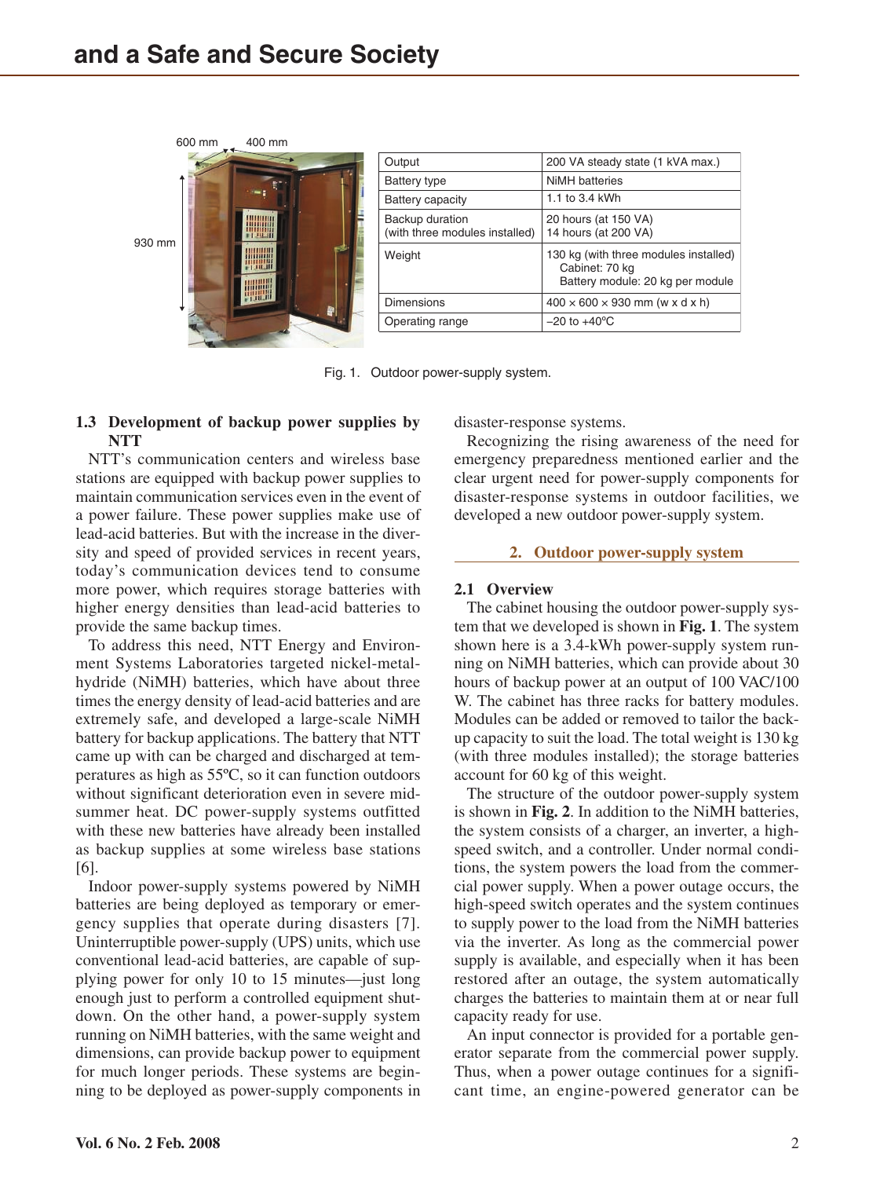| Output | 200 VA steady state (1 kVA max.) |
|---|---|
| Battery type | NiMH batteries |
| Battery capacity | 1.1 to 3.4 kWh |
| Backup duration (with three modules installed) | 20 hours (at 150 VA)<br>14 hours (at 200 VA) |
| Weight | 130 kg (with three modules installed)<br>Cabinet: 70 kg<br>Battery module: 20 kg per module |
| Dimensions | 400 × 600 × 930 mm (w x d x h) |
| Operating range | –20 to +40ºC |

Fig. 1. Outdoor power-supply system.

### 1.3 Development of backup power supplies by NTT

NTT's communication centers and wireless base stations are equipped with backup power supplies to maintain communication services even in the event of a power failure. These power supplies make use of lead-acid batteries. But with the increase in the diversity and speed of provided services in recent years, today's communication devices tend to consume more power, which requires storage batteries with higher energy densities than lead-acid batteries to provide the same backup times.

To address this need, NTT Energy and Environment Systems Laboratories targeted nickel-metal-hydride (NiMH) batteries, which have about three times the energy density of lead-acid batteries and are extremely safe, and developed a large-scale NiMH battery for backup applications. The battery that NTT came up with can be charged and discharged at temperatures as high as 55ºC, so it can function outdoors without significant deterioration even in severe midsummer heat. DC power-supply systems outfitted with these new batteries have already been installed as backup supplies at some wireless base stations [6].

Indoor power-supply systems powered by NiMH batteries are being deployed as temporary or emergency supplies that operate during disasters [7]. Uninterruptible power-supply (UPS) units, which use conventional lead-acid batteries, are capable of supplying power for only 10 to 15 minutes—just long enough just to perform a controlled equipment shutdown. On the other hand, a power-supply system running on NiMH batteries, with the same weight and dimensions, can provide backup power to equipment for much longer periods. These systems are beginning to be deployed as power-supply components in disaster-response systems.

Recognizing the rising awareness of the need for emergency preparedness mentioned earlier and the clear urgent need for power-supply components for disaster-response systems in outdoor facilities, we developed a new outdoor power-supply system.

## 2. Outdoor power-supply system

### 2.1 Overview

The cabinet housing the outdoor power-supply system that we developed is shown in **Fig. 1**. The system shown here is a 3.4-kWh power-supply system running on NiMH batteries, which can provide about 30 hours of backup power at an output of 100 VAC/100 W. The cabinet has three racks for battery modules. Modules can be added or removed to tailor the backup capacity to suit the load. The total weight is 130 kg (with three modules installed); the storage batteries account for 60 kg of this weight.

The structure of the outdoor power-supply system is shown in **Fig. 2**. In addition to the NiMH batteries, the system consists of a charger, an inverter, a high-speed switch, and a controller. Under normal conditions, the system powers the load from the commercial power supply. When a power outage occurs, the high-speed switch operates and the system continues to supply power to the load from the NiMH batteries via the inverter. As long as the commercial power supply is available, and especially when it has been restored after an outage, the system automatically charges the batteries to maintain them at or near full capacity ready for use.

An input connector is provided for a portable generator separate from the commercial power supply. Thus, when a power outage continues for a significant time, an engine-powered generator can be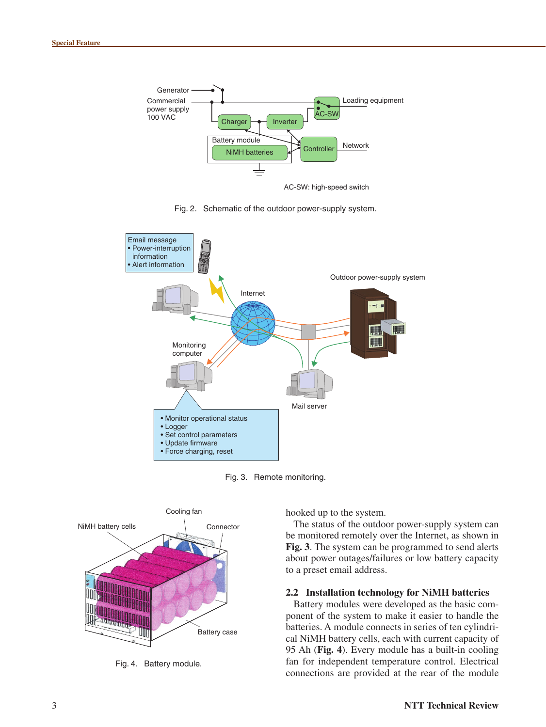Fig. 2. Schematic of the outdoor power-supply system.

Fig. 3. Remote monitoring.

Fig. 4. Battery module.

hooked up to the system.

The status of the outdoor power-supply system can be monitored remotely over the Internet, as shown in **Fig. 3**. The system can be programmed to send alerts about power outages/failures or low battery capacity to a preset email address.

### 2.2 Installation technology for NiMH batteries

Battery modules were developed as the basic component of the system to make it easier to handle the batteries. A module connects in series of ten cylindrical NiMH battery cells, each with current capacity of 95 Ah (**Fig. 4**). Every module has a built-in cooling fan for independent temperature control. Electrical connections are provided at the rear of the module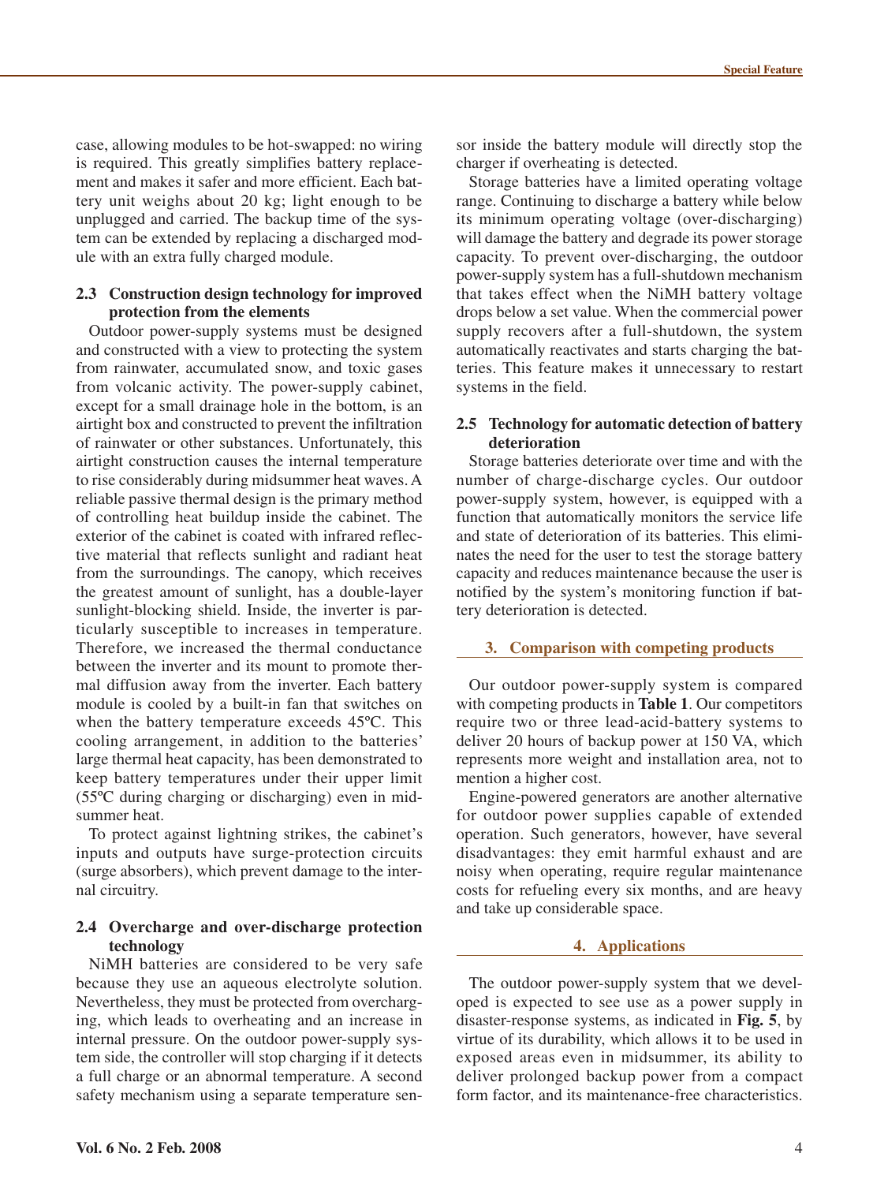case, allowing modules to be hot-swapped: no wiring is required. This greatly simplifies battery replacement and makes it safer and more efficient. Each battery unit weighs about 20 kg; light enough to be unplugged and carried. The backup time of the system can be extended by replacing a discharged module with an extra fully charged module.

### 2.3 Construction design technology for improved protection from the elements

Outdoor power-supply systems must be designed and constructed with a view to protecting the system from rainwater, accumulated snow, and toxic gases from volcanic activity. The power-supply cabinet, except for a small drainage hole in the bottom, is an airtight box and constructed to prevent the infiltration of rainwater or other substances. Unfortunately, this airtight construction causes the internal temperature to rise considerably during midsummer heat waves. A reliable passive thermal design is the primary method of controlling heat buildup inside the cabinet. The exterior of the cabinet is coated with infrared reflective material that reflects sunlight and radiant heat from the surroundings. The canopy, which receives the greatest amount of sunlight, has a double-layer sunlight-blocking shield. Inside, the inverter is particularly susceptible to increases in temperature. Therefore, we increased the thermal conductance between the inverter and its mount to promote thermal diffusion away from the inverter. Each battery module is cooled by a built-in fan that switches on when the battery temperature exceeds 45ºC. This cooling arrangement, in addition to the batteries' large thermal heat capacity, has been demonstrated to keep battery temperatures under their upper limit (55ºC during charging or discharging) even in midsummer heat.

To protect against lightning strikes, the cabinet's inputs and outputs have surge-protection circuits (surge absorbers), which prevent damage to the internal circuitry.

### 2.4 Overcharge and over-discharge protection technology

NiMH batteries are considered to be very safe because they use an aqueous electrolyte solution. Nevertheless, they must be protected from overcharging, which leads to overheating and an increase in internal pressure. On the outdoor power-supply system side, the controller will stop charging if it detects a full charge or an abnormal temperature. A second safety mechanism using a separate temperature sensor inside the battery module will directly stop the charger if overheating is detected.

Storage batteries have a limited operating voltage range. Continuing to discharge a battery while below its minimum operating voltage (over-discharging) will damage the battery and degrade its power storage capacity. To prevent over-discharging, the outdoor power-supply system has a full-shutdown mechanism that takes effect when the NiMH battery voltage drops below a set value. When the commercial power supply recovers after a full-shutdown, the system automatically reactivates and starts charging the batteries. This feature makes it unnecessary to restart systems in the field.

### 2.5 Technology for automatic detection of battery deterioration

Storage batteries deteriorate over time and with the number of charge-discharge cycles. Our outdoor power-supply system, however, is equipped with a function that automatically monitors the service life and state of deterioration of its batteries. This eliminates the need for the user to test the storage battery capacity and reduces maintenance because the user is notified by the system's monitoring function if battery deterioration is detected.

## 3. Comparison with competing products

Our outdoor power-supply system is compared with competing products in **Table 1**. Our competitors require two or three lead-acid-battery systems to deliver 20 hours of backup power at 150 VA, which represents more weight and installation area, not to mention a higher cost.

Engine-powered generators are another alternative for outdoor power supplies capable of extended operation. Such generators, however, have several disadvantages: they emit harmful exhaust and are noisy when operating, require regular maintenance costs for refueling every six months, and are heavy and take up considerable space.

## 4. Applications

The outdoor power-supply system that we developed is expected to see use as a power supply in disaster-response systems, as indicated in **Fig. 5**, by virtue of its durability, which allows it to be used in exposed areas even in midsummer, its ability to deliver prolonged backup power from a compact form factor, and its maintenance-free characteristics.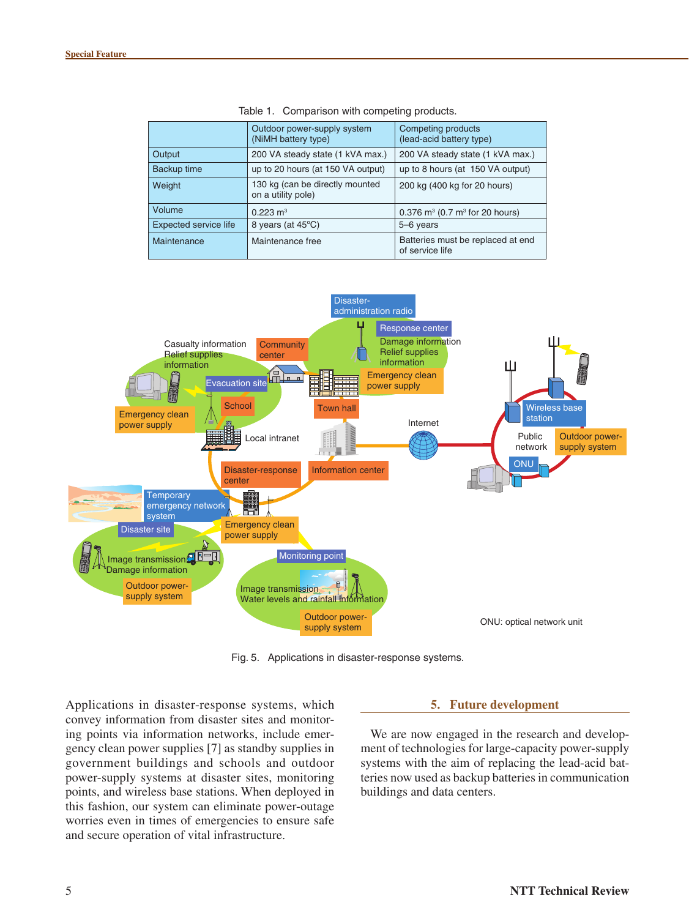Table 1. Comparison with competing products.

| | Outdoor power-supply system (NiMH battery type) | Competing products (lead-acid battery type) |
|---|---|---|
| Output | 200 VA steady state (1 kVA max.) | 200 VA steady state (1 kVA max.) |
| Backup time | up to 20 hours (at 150 VA output) | up to 8 hours (at 150 VA output) |
| Weight | 130 kg (can be directly mounted on a utility pole) | 200 kg (400 kg for 20 hours) |
| Volume | 0.223 $m^3$ | 0.376 $m^3$ (0.7 $m^3$ for 20 hours) |
| Expected service life | 8 years (at 45°C) | 5–6 years |
| Maintenance | Maintenance free | Batteries must be replaced at end of service life |

Fig. 5. Applications in disaster-response systems.

Applications in disaster-response systems, which convey information from disaster sites and monitoring points via information networks, include emergency clean power supplies [7] as standby supplies in government buildings and schools and outdoor power-supply systems at disaster sites, monitoring points, and wireless base stations. When deployed in this fashion, our system can eliminate power-outage worries even in times of emergencies to ensure safe and secure operation of vital infrastructure.

## 5. Future development

We are now engaged in the research and development of technologies for large-capacity power-supply systems with the aim of replacing the lead-acid batteries now used as backup batteries in communication buildings and data centers.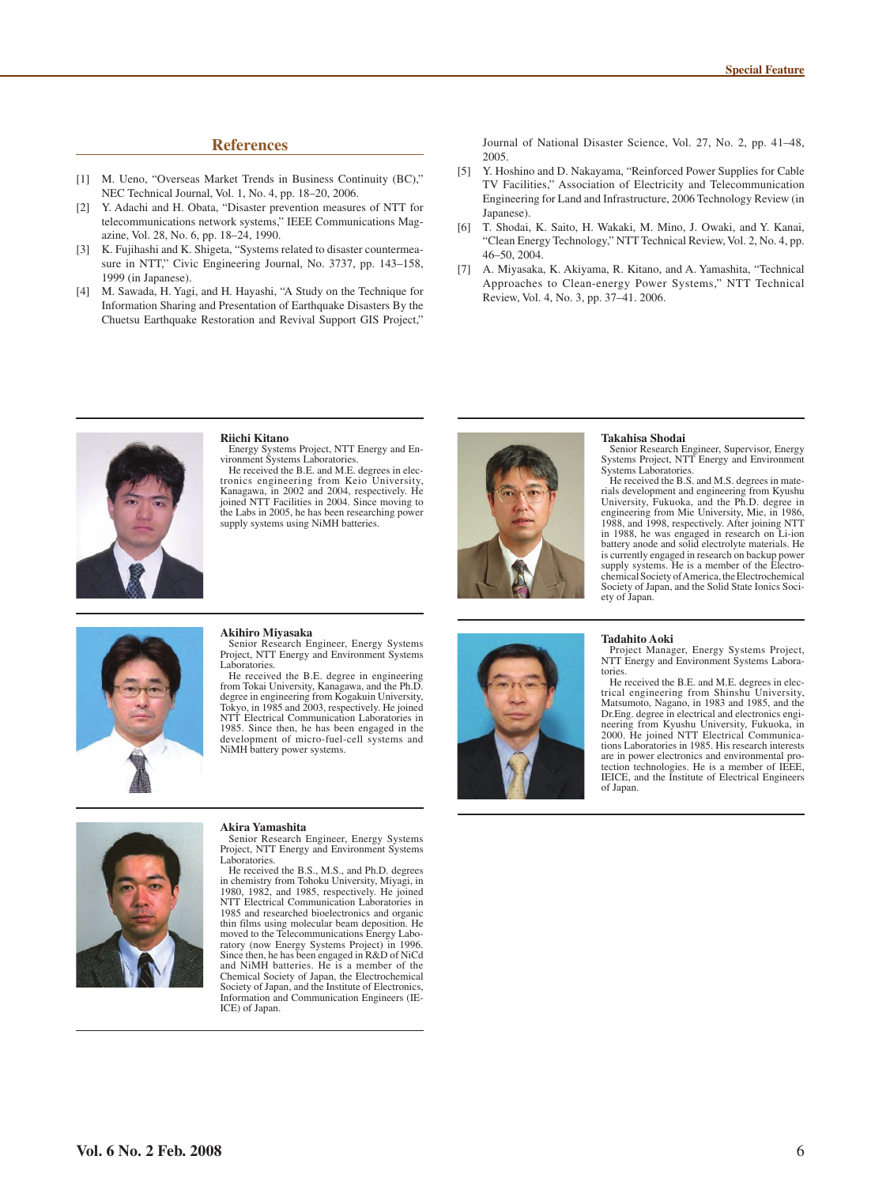## References

[1] M. Ueno, "Overseas Market Trends in Business Continuity (BC)," NEC Technical Journal, Vol. 1, No. 4, pp. 18–20, 2006.

[2] Y. Adachi and H. Obata, "Disaster prevention measures of NTT for telecommunications network systems," IEEE Communications Magazine, Vol. 28, No. 6, pp. 18–24, 1990.

[3] K. Fujihashi and K. Shigeta, "Systems related to disaster countermeasure in NTT," Civic Engineering Journal, No. 3737, pp. 143–158, 1999 (in Japanese).

[4] M. Sawada, H. Yagi, and H. Hayashi, "A Study on the Technique for Information Sharing and Presentation of Earthquake Disasters By the Chuetsu Earthquake Restoration and Revival Support GIS Project," Journal of National Disaster Science, Vol. 27, No. 2, pp. 41–48, 2005.

[5] Y. Hoshino and D. Nakayama, "Reinforced Power Supplies for Cable TV Facilities," Association of Electricity and Telecommunication Engineering for Land and Infrastructure, 2006 Technology Review (in Japanese).

[6] T. Shodai, K. Saito, H. Wakaki, M. Mino, J. Owaki, and Y. Kanai, "Clean Energy Technology," NTT Technical Review, Vol. 2, No. 4, pp. 46–50, 2004.

[7] A. Miyasaka, K. Akiyama, R. Kitano, and A. Yamashita, "Technical Approaches to Clean-energy Power Systems," NTT Technical Review, Vol. 4, No. 3, pp. 37–41. 2006.

---

**Riichi Kitano**

Energy Systems Project, NTT Energy and Environment Systems Laboratories.

He received the B.E. and M.E. degrees in electronics engineering from Keio University, Kanagawa, in 2002 and 2004, respectively. He joined NTT Facilities in 2004. Since moving to the Labs in 2005, he has been researching power supply systems using NiMH batteries.

---

**Akihiro Miyasaka**

Senior Research Engineer, Energy Systems Project, NTT Energy and Environment Systems Laboratories.

He received the B.E. degree in engineering from Tokai University, Kanagawa, and the Ph.D. degree in engineering from Kogakuin University, Tokyo, in 1985 and 2003, respectively. He joined NTT Electrical Communication Laboratories in 1985. Since then, he has been engaged in the development of micro-fuel-cell systems and NiMH battery power systems.

---

**Akira Yamashita**

Senior Research Engineer, Energy Systems Project, NTT Energy and Environment Systems Laboratories.

He received the B.S., M.S., and Ph.D. degrees in chemistry from Tohoku University, Miyagi, in 1980, 1982, and 1985, respectively. He joined NTT Electrical Communication Laboratories in 1985 and researched bioelectronics and organic thin films using molecular beam deposition. He moved to the Telecommunications Energy Laboratory (now Energy Systems Project) in 1996. Since then, he has been engaged in R&D of NiCd and NiMH batteries. He is a member of the Chemical Society of Japan, the Electrochemical Society of Japan, and the Institute of Electronics, Information and Communication Engineers (IEICE) of Japan.

---

**Takahisa Shodai**

Senior Research Engineer, Supervisor, Energy Systems Project, NTT Energy and Environment Systems Laboratories.

He received the B.S. and M.S. degrees in materials development and engineering from Kyushu University, Fukuoka, and the Ph.D. degree in engineering from Mie University, Mie, in 1986, 1988, and 1998, respectively. After joining NTT in 1988, he was engaged in research on Li-ion battery anode and solid electrolyte materials. He is currently engaged in research on backup power supply systems. He is a member of the Electrochemical Society of America, the Electrochemical Society of Japan, and the Solid State Ionics Society of Japan.

---

**Tadahito Aoki**

Project Manager, Energy Systems Project, NTT Energy and Environment Systems Laboratories.

He received the B.E. and M.E. degrees in electrical engineering from Shinshu University, Matsumoto, Nagano, in 1983 and 1985, and the Dr.Eng. degree in electrical and electronics engineering from Kyushu University, Fukuoka, in 2000. He joined NTT Electrical Communications Laboratories in 1985. His research interests are in power electronics and environmental protection technologies. He is a member of IEEE, IEICE, and the Institute of Electrical Engineers of Japan.